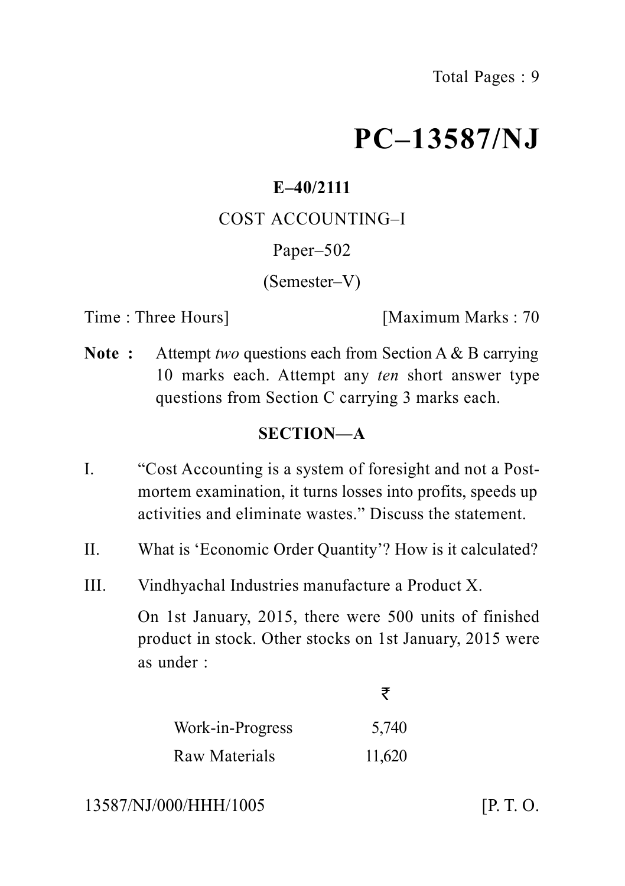# PC–13587/NJ

**E–40/2111**

COST ACCOUNTING–I

Paper–502

(Semester–V)

Time : Three Hours] [Maximum Marks : 70

**Note :** Attempt *two* questions each from Section A & B carrying 10 marks each. Attempt any *ten* short answer type questions from Section C carrying 3 marks each.

## SECTION—A

I. "Cost Accounting is a system of foresight and not a Post-mortem examination, it turns losses into profits, speeds up activities and eliminate wastes." Discuss the statement.

II. What is 'Economic Order Quantity'? How is it calculated?

III. Vindhyachal Industries manufacture a Product X.

On 1st January, 2015, there were 500 units of finished product in stock. Other stocks on 1st January, 2015 were as under :

| | ₹ |
|---|---|
| Work-in-Progress | 5,740 |
| Raw Materials | 11,620 |

13587/NJ/000/HHH/1005 [P. T. O.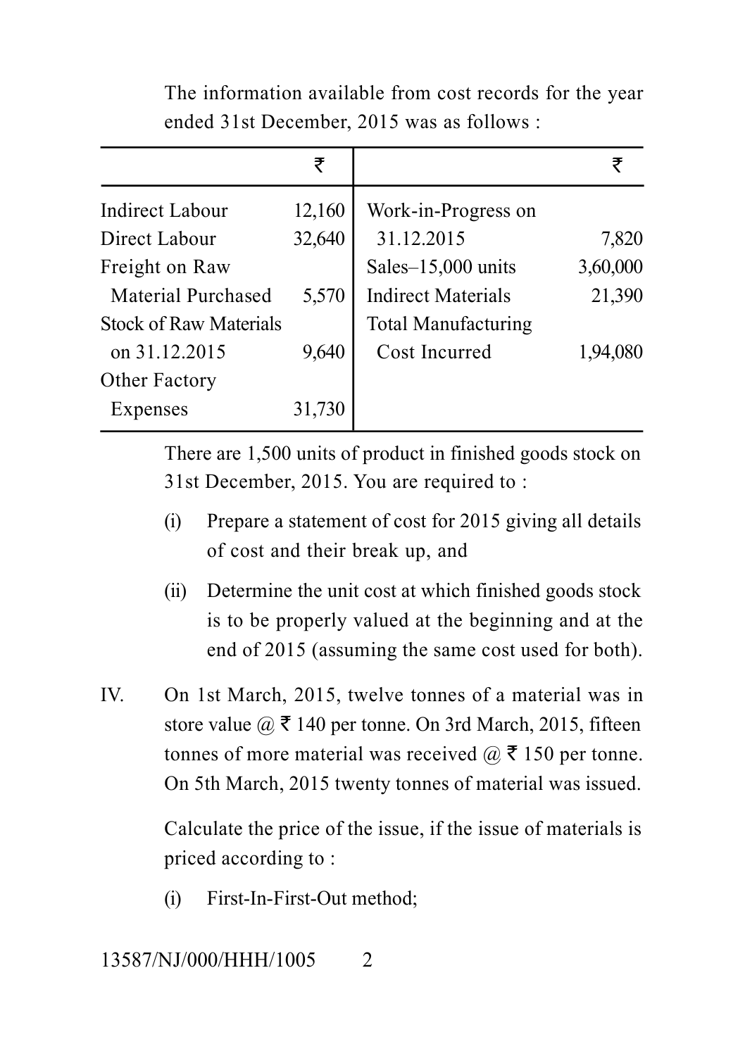The information available from cost records for the year ended 31st December, 2015 was as follows :

| | ₹ | | ₹ |
|---|---|---|---|
| Indirect Labour | 12,160 | Work-in-Progress on 31.12.2015 | 7,820 |
| Direct Labour | 32,640 | Sales–15,000 units | 3,60,000 |
| Freight on Raw Material Purchased | 5,570 | Indirect Materials | 21,390 |
| Stock of Raw Materials on 31.12.2015 | 9,640 | Total Manufacturing Cost Incurred | 1,94,080 |
| Other Factory Expenses | 31,730 | | |

There are 1,500 units of product in finished goods stock on 31st December, 2015. You are required to :

(i) Prepare a statement of cost for 2015 giving all details of cost and their break up, and

(ii) Determine the unit cost at which finished goods stock is to be properly valued at the beginning and at the end of 2015 (assuming the same cost used for both).

IV. On 1st March, 2015, twelve tonnes of a material was in store value @ ₹ 140 per tonne. On 3rd March, 2015, fifteen tonnes of more material was received @ ₹ 150 per tonne. On 5th March, 2015 twenty tonnes of material was issued.

Calculate the price of the issue, if the issue of materials is priced according to :

(i) First-In-First-Out method;

13587/NJ/000/HHH/1005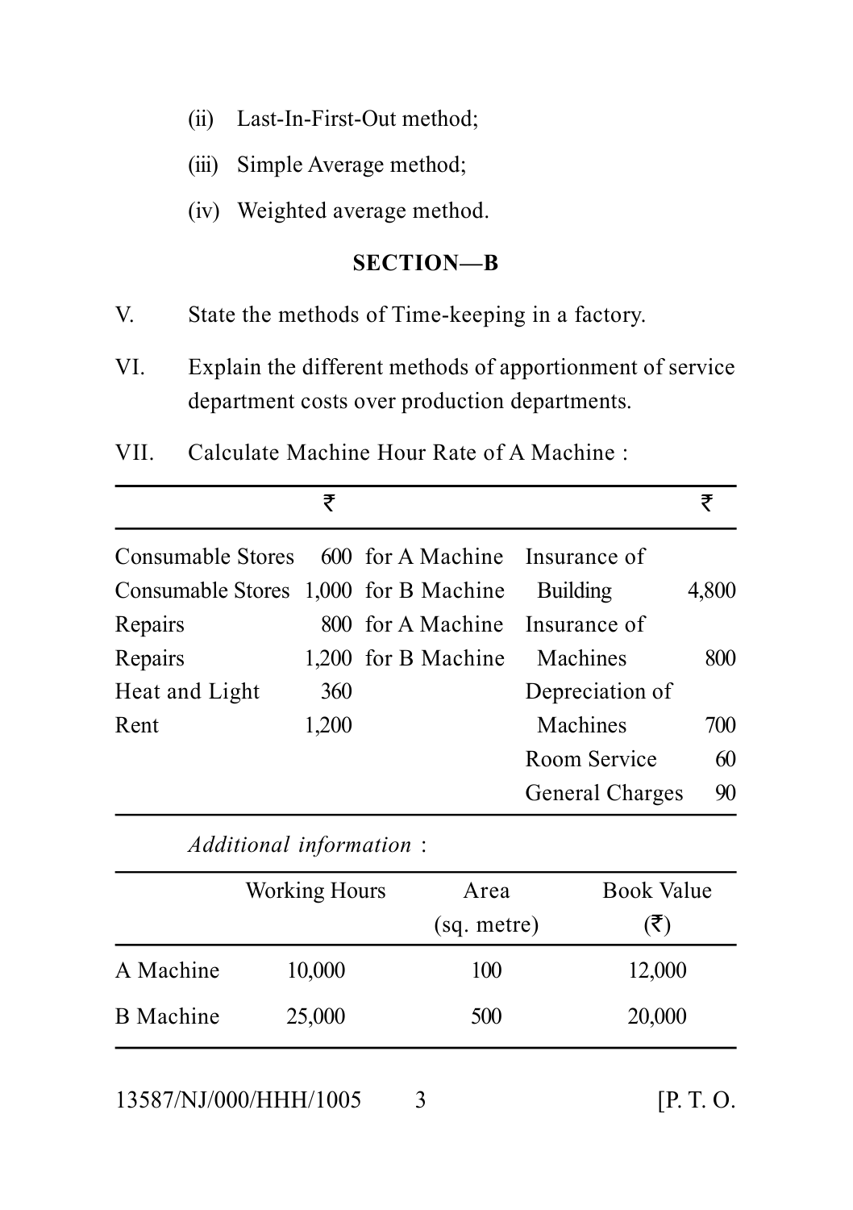(ii) Last-In-First-Out method;

(iii) Simple Average method;

(iv) Weighted average method.

## SECTION—B

V. State the methods of Time-keeping in a factory.

VI. Explain the different methods of apportionment of service department costs over production departments.

VII. Calculate Machine Hour Rate of A Machine :

| | ₹ | | | ₹ |
|---|---|---|---|---|
| Consumable Stores | 600 | for A Machine | Insurance of Building | 4,800 |
| Consumable Stores | 1,000 | for B Machine | | |
| Repairs | 800 | for A Machine | Insurance of Machines | 800 |
| Repairs | 1,200 | for B Machine | | |
| Heat and Light | 360 | | Depreciation of Machines | 700 |
| Rent | 1,200 | | | |
| | | | Room Service | 60 |
| | | | General Charges | 90 |

*Additional information* :

| | Working Hours | Area (sq. metre) | Book Value (₹) |
|---|---|---|---|
| A Machine | 10,000 | 100 | 12,000 |
| B Machine | 25,000 | 500 | 20,000 |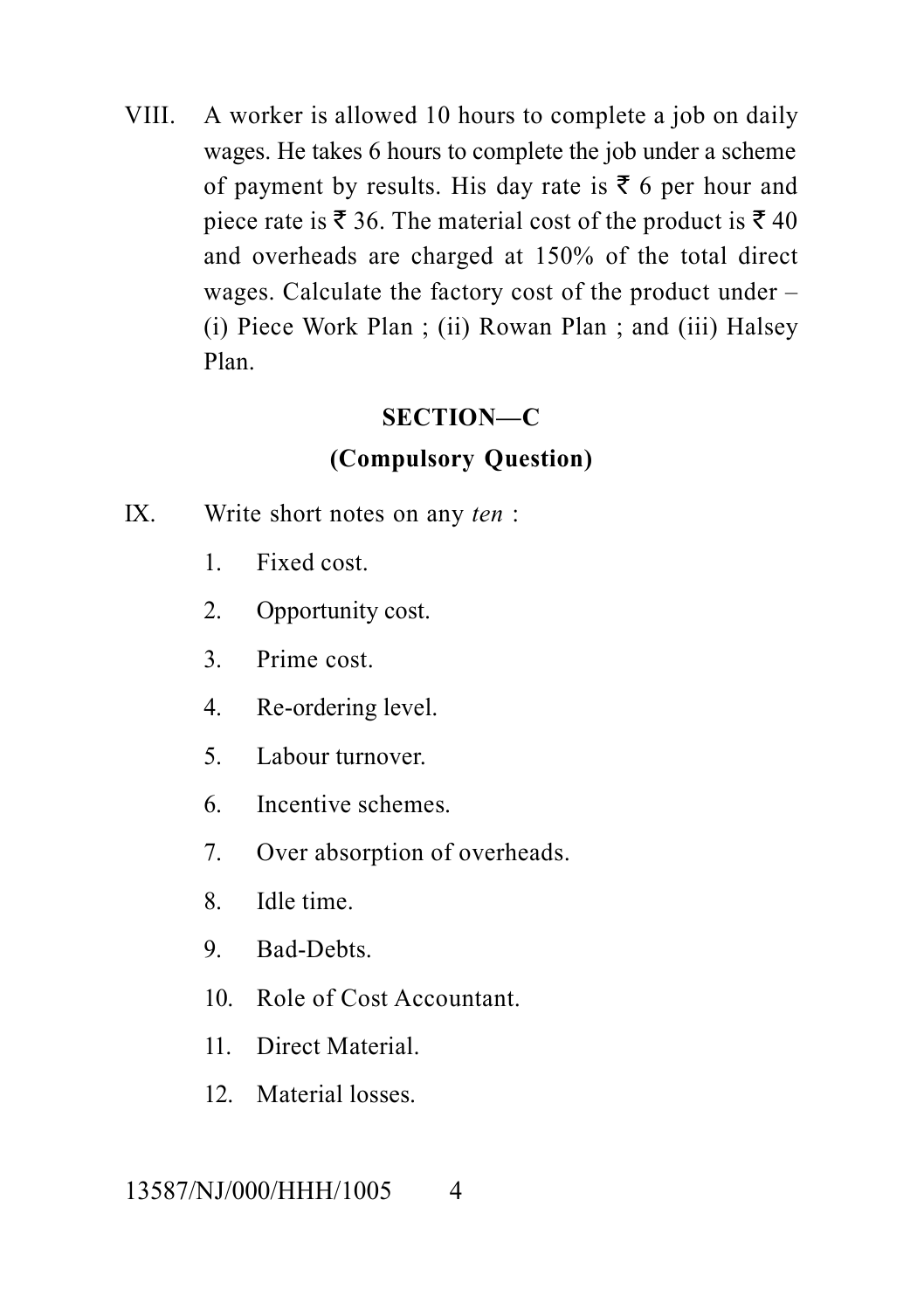VIII. A worker is allowed 10 hours to complete a job on daily wages. He takes 6 hours to complete the job under a scheme of payment by results. His day rate is ₹ 6 per hour and piece rate is ₹ 36. The material cost of the product is ₹ 40 and overheads are charged at 150% of the total direct wages. Calculate the factory cost of the product under – (i) Piece Work Plan ; (ii) Rowan Plan ; and (iii) Halsey Plan.

## SECTION—C

### (Compulsory Question)

IX. Write short notes on any *ten* :

1. Fixed cost.
2. Opportunity cost.
3. Prime cost.
4. Re-ordering level.
5. Labour turnover.
6. Incentive schemes.
7. Over absorption of overheads.
8. Idle time.
9. Bad-Debts.
10. Role of Cost Accountant.
11. Direct Material.
12. Material losses.

13587/NJ/000/HHH/1005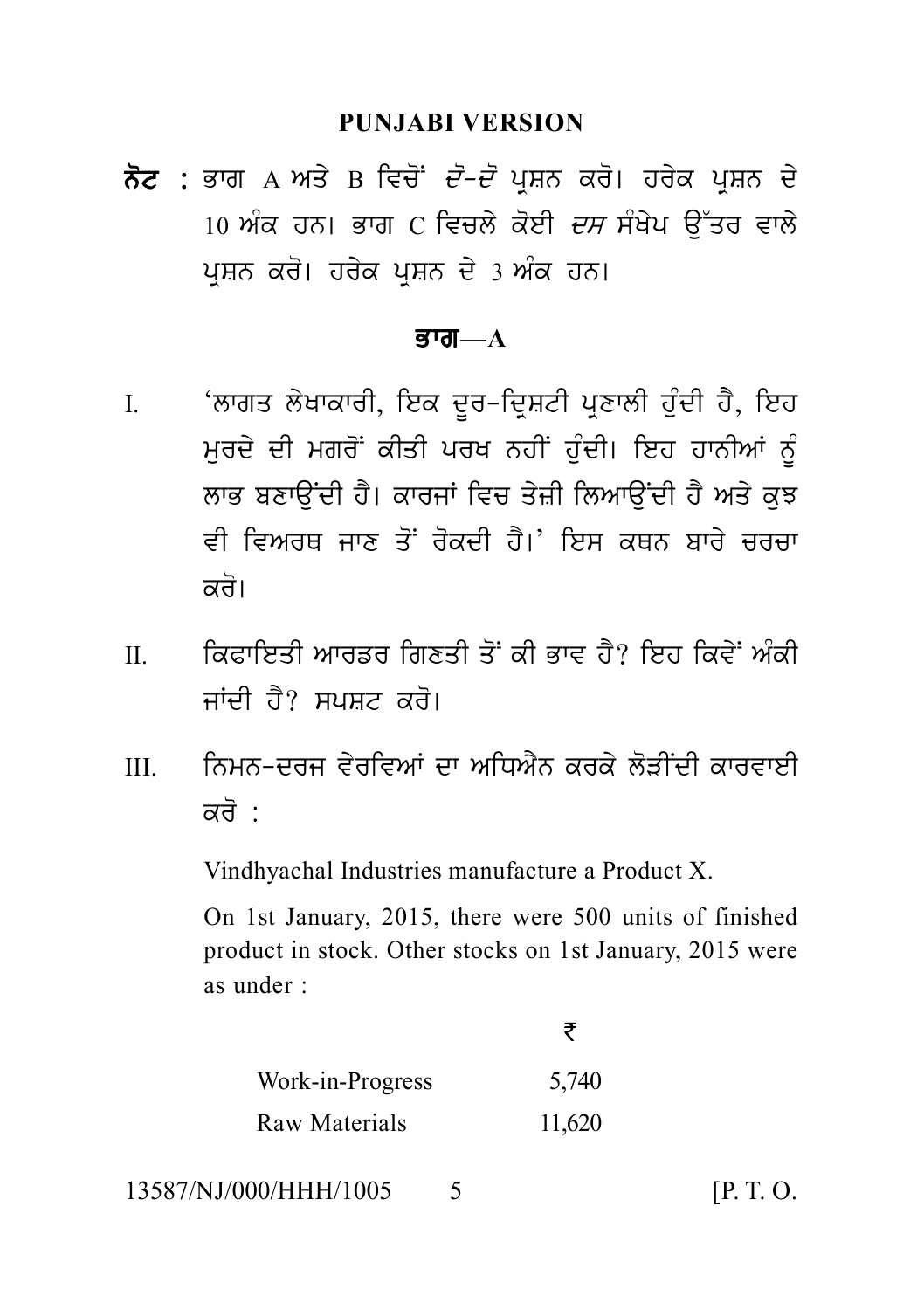**PUNJABI VERSION**

**ਨੋਟ :** ਭਾਗ A ਅਤੇ B ਵਿਚੋਂ *ਦੋ-ਦੋ* ਪ੍ਰਸ਼ਨ ਕਰੋ। ਹਰੇਕ ਪ੍ਰਸ਼ਨ ਦੇ 10 ਅੰਕ ਹਨ। ਭਾਗ C ਵਿਚਲੇ ਕੋਈ *ਦਸ* ਸੰਖੇਪ ਉੱਤਰ ਵਾਲੇ ਪ੍ਰਸ਼ਨ ਕਰੋ। ਹਰੇਕ ਪ੍ਰਸ਼ਨ ਦੇ 3 ਅੰਕ ਹਨ।

## ਭਾਗ—A

I. 'ਲਾਗਤ ਲੇਖਾਕਾਰੀ, ਇਕ ਦੂਰ-ਦ੍ਰਿਸ਼ਟੀ ਪ੍ਰਣਾਲੀ ਹੁੰਦੀ ਹੈ, ਇਹ ਮੁਰਦੇ ਦੀ ਮਗਰੋਂ ਕੀਤੀ ਪਰਖ ਨਹੀਂ ਹੁੰਦੀ। ਇਹ ਹਾਨੀਆਂ ਨੂੰ ਲਾਭ ਬਣਾਉਂਦੀ ਹੈ। ਕਾਰਜਾਂ ਵਿਚ ਤੇਜ਼ੀ ਲਿਆਉਂਦੀ ਹੈ ਅਤੇ ਕੁਝ ਵੀ ਵਿਅਰਥ ਜਾਣ ਤੋਂ ਰੋਕਦੀ ਹੈ।' ਇਸ ਕਥਨ ਬਾਰੇ ਚਰਚਾ ਕਰੋ।

II. ਕਿਫਾਇਤੀ ਆਰਡਰ ਗਿਣਤੀ ਤੋਂ ਕੀ ਭਾਵ ਹੈ? ਇਹ ਕਿਵੇਂ ਅੰਕੀ ਜਾਂਦੀ ਹੈ? ਸਪਸ਼ਟ ਕਰੋ।

III. ਨਿਮਨ-ਦਰਜ ਵੇਰਵਿਆਂ ਦਾ ਅਧਿਐਨ ਕਰਕੇ ਲੋੜੀਂਦੀ ਕਾਰਵਾਈ ਕਰੋ :

Vindhyachal Industries manufacture a Product X.

On 1st January, 2015, there were 500 units of finished product in stock. Other stocks on 1st January, 2015 were as under :

| | ₹ |
|---|---|
| Work-in-Progress | 5,740 |
| Raw Materials | 11,620 |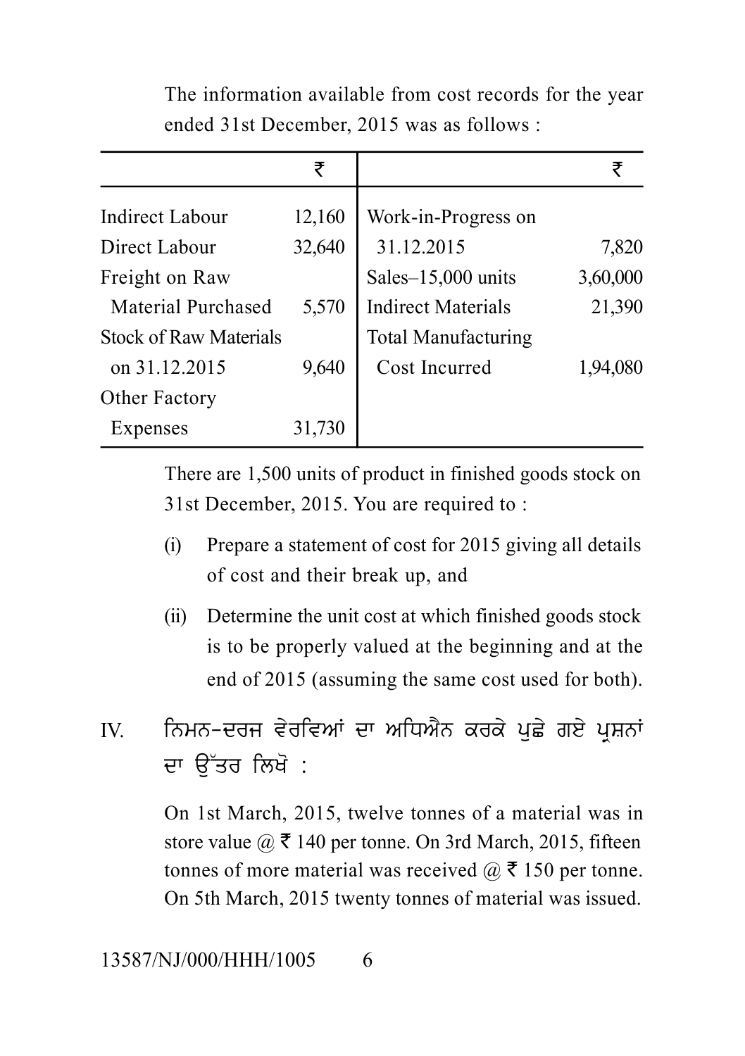The information available from cost records for the year ended 31st December, 2015 was as follows :

| | ₹ | | ₹ |
|---|---|---|---|
| Indirect Labour | 12,160 | Work-in-Progress on 31.12.2015 | 7,820 |
| Direct Labour | 32,640 | Sales–15,000 units | 3,60,000 |
| Freight on Raw Material Purchased | 5,570 | Indirect Materials | 21,390 |
| Stock of Raw Materials on 31.12.2015 | 9,640 | Total Manufacturing Cost Incurred | 1,94,080 |
| Other Factory Expenses | 31,730 | | |

There are 1,500 units of product in finished goods stock on 31st December, 2015. You are required to :

(i) Prepare a statement of cost for 2015 giving all details of cost and their break up, and

(ii) Determine the unit cost at which finished goods stock is to be properly valued at the beginning and at the end of 2015 (assuming the same cost used for both).

IV. ਨਿਮਨ-ਦਰਜ ਵੇਰਵਿਆਂ ਦਾ ਅਧਿਐਨ ਕਰਕੇ ਪੁਛੇ ਗਏ ਪ੍ਰਸ਼ਨਾਂ ਦਾ ਉੱਤਰ ਲਿਖੋ :

On 1st March, 2015, twelve tonnes of a material was in store value @ ₹ 140 per tonne. On 3rd March, 2015, fifteen tonnes of more material was received @ ₹ 150 per tonne. On 5th March, 2015 twenty tonnes of material was issued.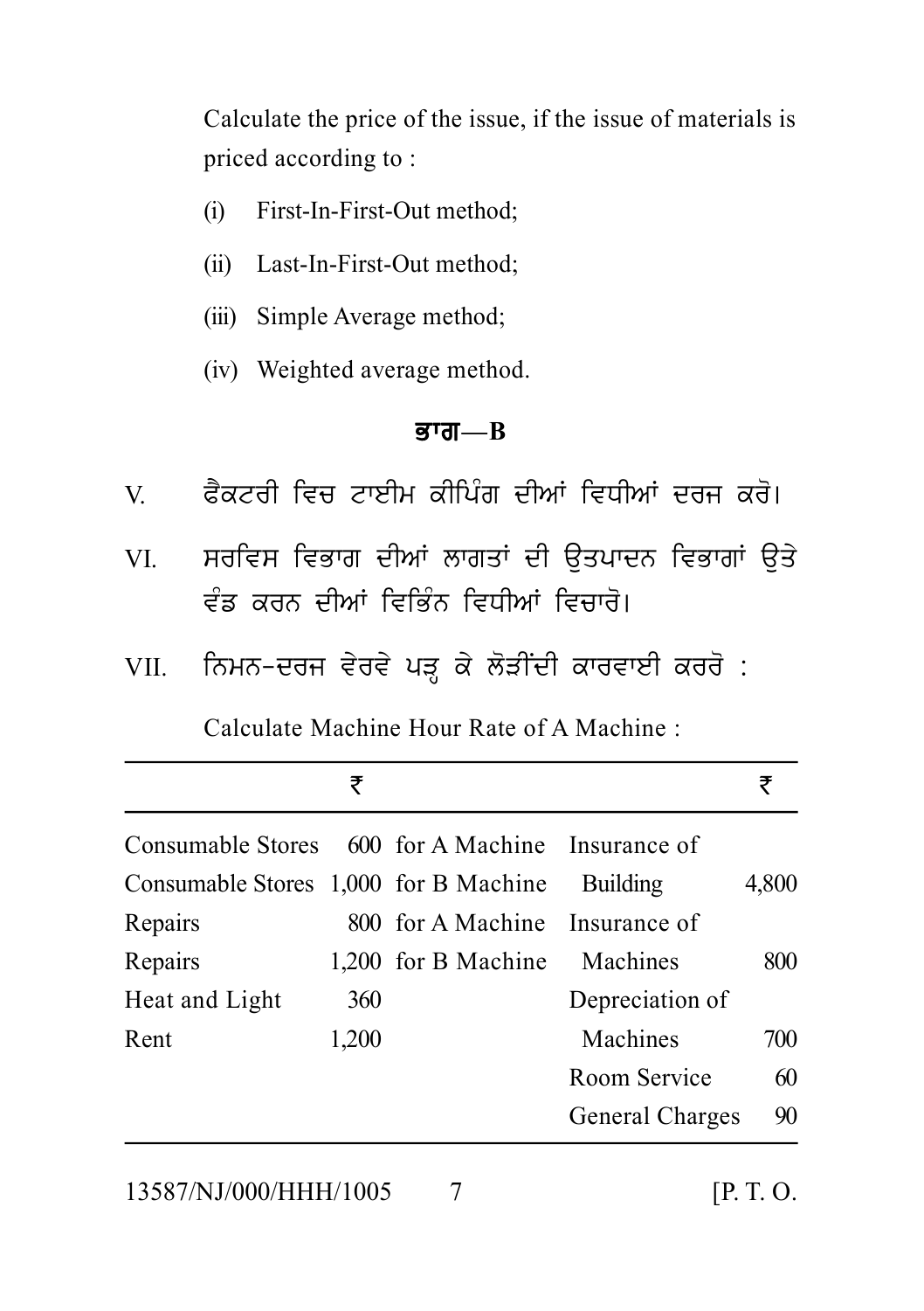Calculate the price of the issue, if the issue of materials is priced according to :

(i) First-In-First-Out method;

(ii) Last-In-First-Out method;

(iii) Simple Average method;

(iv) Weighted average method.

## ਭਾਗ—B

V. ਫੈਕਟਰੀ ਵਿਚ ਟਾਈਮ ਕੀਪਿੰਗ ਦੀਆਂ ਵਿਧੀਆਂ ਦਰਜ ਕਰੋ।

VI. ਸਰਵਿਸ ਵਿਭਾਗ ਦੀਆਂ ਲਾਗਤਾਂ ਦੀ ਉਤਪਾਦਨ ਵਿਭਾਗਾਂ ਉਤੇ ਵੰਡ ਕਰਨ ਦੀਆਂ ਵਿਭਿੰਨ ਵਿਧੀਆਂ ਵਿਚਾਰੋ।

VII. ਨਿਮਨ-ਦਰਜ ਵੇਰਵੇ ਪੜ੍ਹ ਕੇ ਲੋੜੀਂਦੀ ਕਾਰਵਾਈ ਕਰਰੋ :

Calculate Machine Hour Rate of A Machine :

| | ₹ | | | ₹ |
|---|---|---|---|---|
| Consumable Stores | 600 | for A Machine | Insurance of Building | 4,800 |
| Consumable Stores | 1,000 | for B Machine | | |
| Repairs | 800 | for A Machine | Insurance of Machines | 800 |
| Repairs | 1,200 | for B Machine | | |
| Heat and Light | 360 | | Depreciation of Machines | 700 |
| Rent | 1,200 | | | |
| | | | Room Service | 60 |
| | | | General Charges | 90 |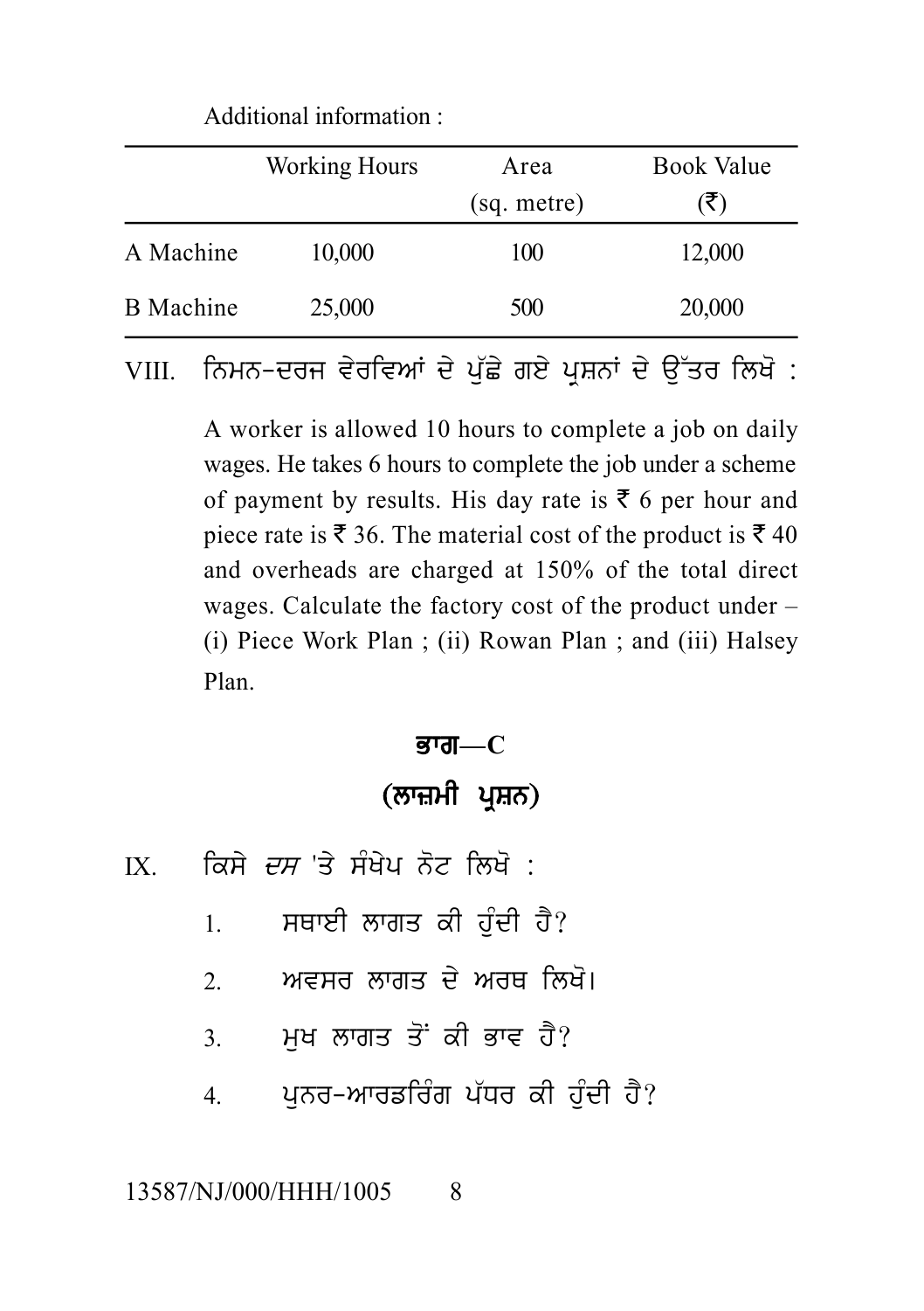Additional information :

| | Working Hours | Area (sq. metre) | Book Value (₹) |
|---|---|---|---|
| A Machine | 10,000 | 100 | 12,000 |
| B Machine | 25,000 | 500 | 20,000 |

VIII. ਨਿਮਨ-ਦਰਜ ਵੇਰਵਿਆਂ ਦੇ ਪੁੱਛੇ ਗਏ ਪ੍ਰਸ਼ਨਾਂ ਦੇ ਉੱਤਰ ਲਿਖੋ :

A worker is allowed 10 hours to complete a job on daily wages. He takes 6 hours to complete the job under a scheme of payment by results. His day rate is ₹ 6 per hour and piece rate is ₹ 36. The material cost of the product is ₹ 40 and overheads are charged at 150% of the total direct wages. Calculate the factory cost of the product under – (i) Piece Work Plan ; (ii) Rowan Plan ; and (iii) Halsey Plan.

## ਭਾਗ—C

## (ਲਾਜ਼ਮੀ ਪ੍ਰਸ਼ਨ)

IX. ਕਿਸੇ *ਦਸ* 'ਤੇ ਸੰਖੇਪ ਨੋਟ ਲਿਖੋ :

1. ਸਥਾਈ ਲਾਗਤ ਕੀ ਹੁੰਦੀ ਹੈ?
2. ਅਵਸਰ ਲਾਗਤ ਦੇ ਅਰਥ ਲਿਖੋ।
3. ਮੁਖ ਲਾਗਤ ਤੋਂ ਕੀ ਭਾਵ ਹੈ?
4. ਪੁਨਰ-ਆਰਡਰਿੰਗ ਪੱਧਰ ਕੀ ਹੁੰਦੀ ਹੈ?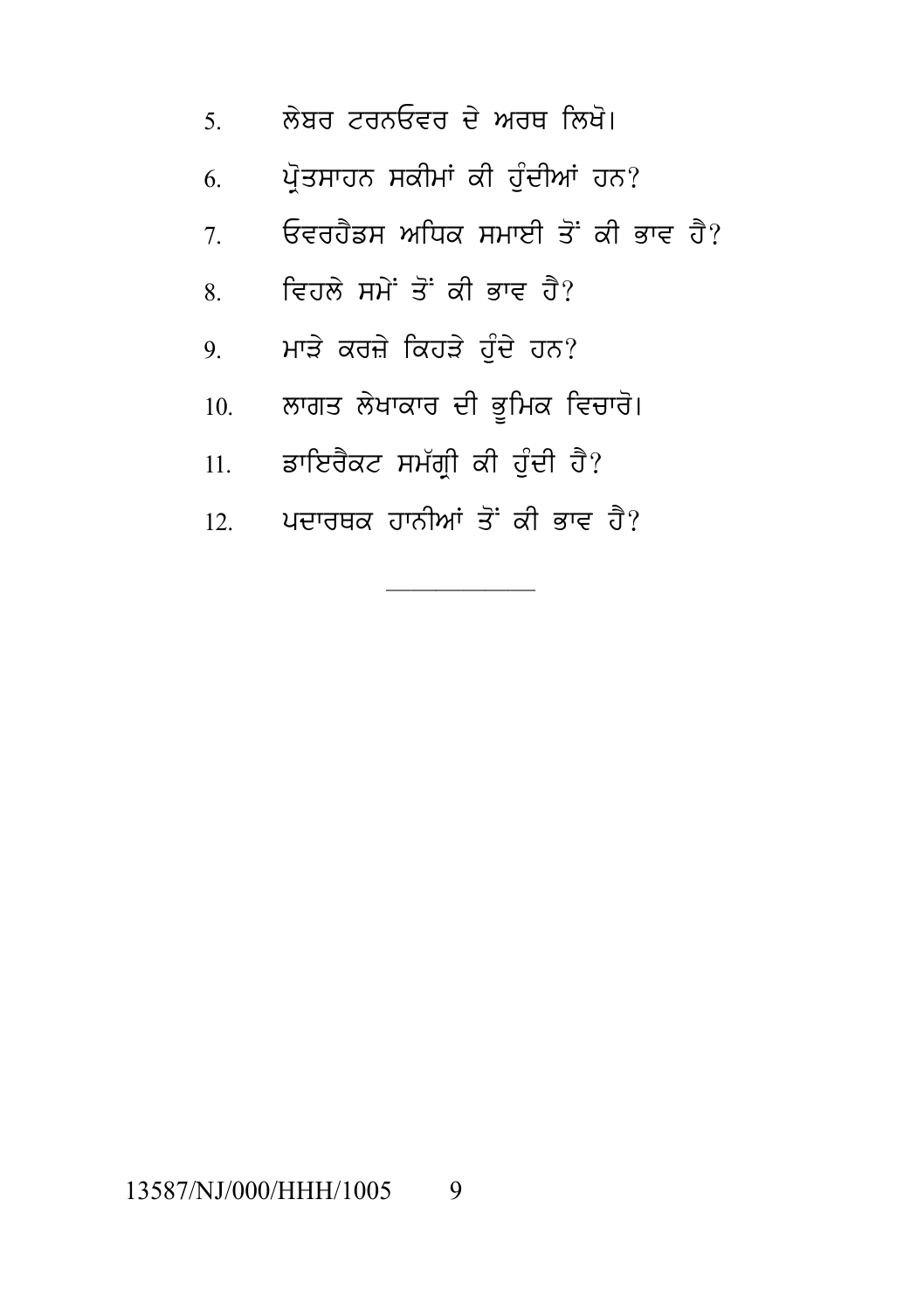5. ਲੇਬਰ ਟਰਨਓਵਰ ਦੇ ਅਰਥ ਲਿਖੋ।
6. ਪ੍ਰੋਤਸਾਹਨ ਸਕੀਮਾਂ ਕੀ ਹੁੰਦੀਆਂ ਹਨ?
7. ਓਵਰਹੈਡਸ ਅਧਿਕ ਸਮਾਈ ਤੋਂ ਕੀ ਭਾਵ ਹੈ?
8. ਵਿਹਲੇ ਸਮੇਂ ਤੋਂ ਕੀ ਭਾਵ ਹੈ?
9. ਮਾੜੇ ਕਰਜ਼ੇ ਕਿਹੜੇ ਹੁੰਦੇ ਹਨ?
10. ਲਾਗਤ ਲੇਖਾਕਾਰ ਦੀ ਭੂਮਿਕ ਵਿਚਾਰੋ।
11. ਡਾਇਰੈਕਟ ਸਮੱਗ੍ਰੀ ਕੀ ਹੁੰਦੀ ਹੈ?
12. ਪਦਾਰਥਕ ਹਾਨੀਆਂ ਤੋਂ ਕੀ ਭਾਵ ਹੈ?

---

13587/NJ/000/HHH/1005